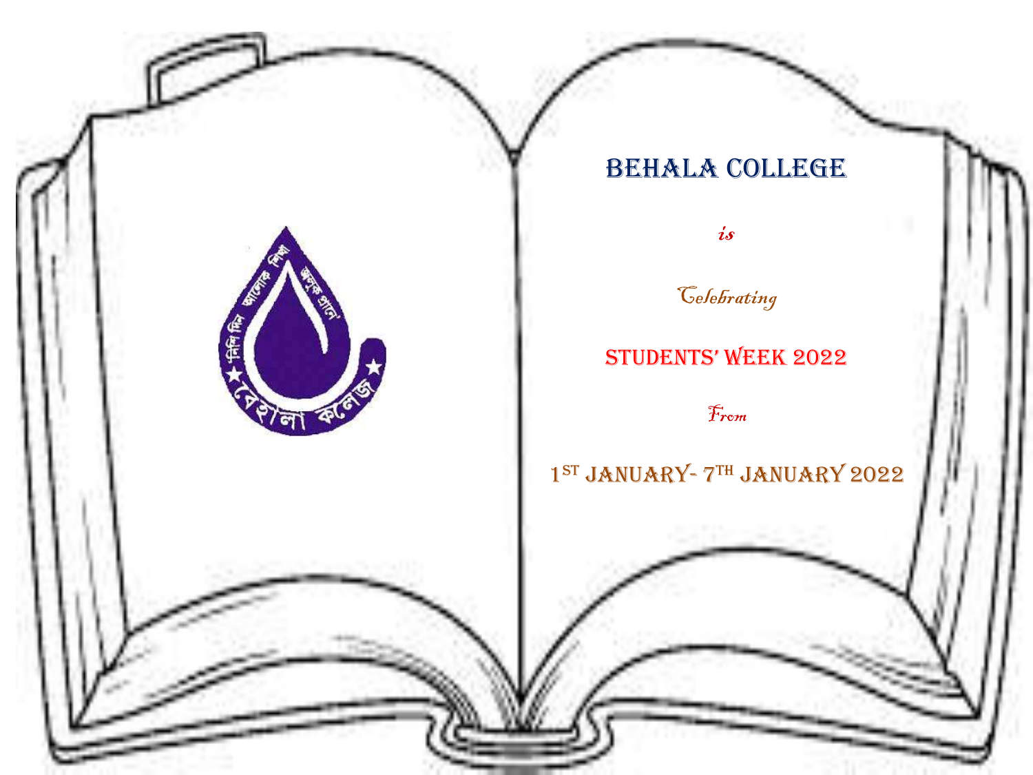# BEHALA COLLEGE

*is*

*Celebrating*

## STUDENTS' WEEK 2022

*From*

1ST JANUARY- 7TH JANUARY 2022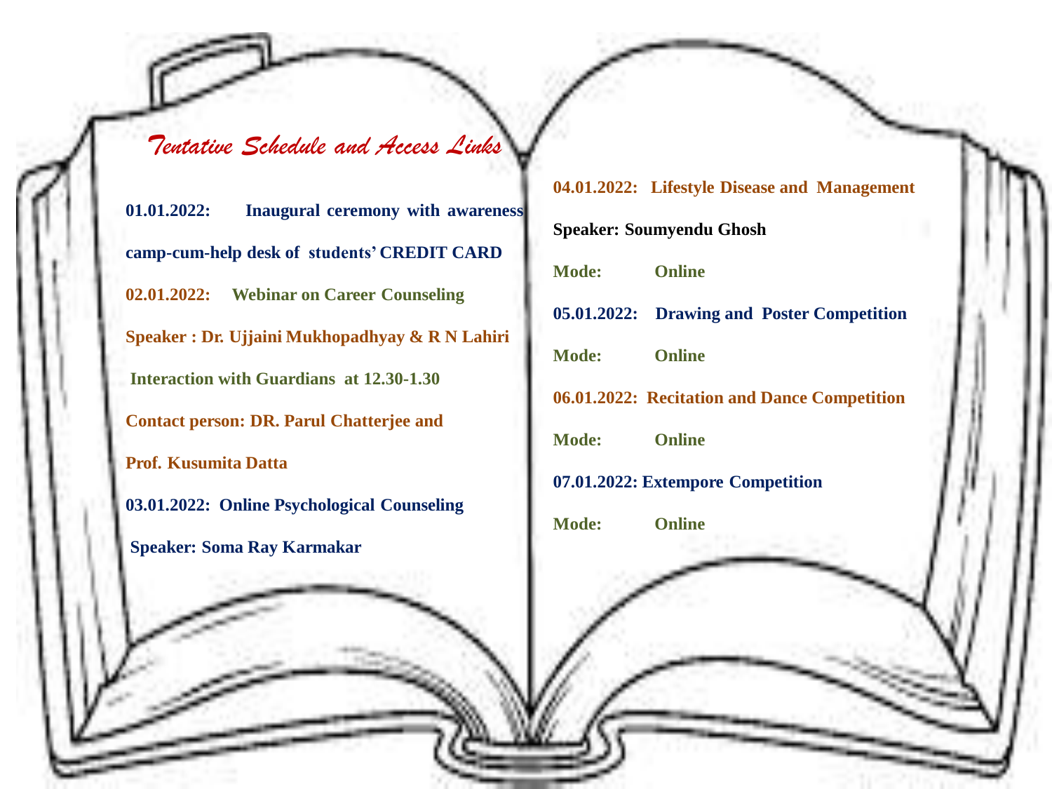# *Tentative Schedule and Access Links*

**01.01.2022: Inaugural ceremony with awareness camp-cum-help desk of students' CREDIT CARD**

**02.01.2022: Webinar on Career Counseling**

**Speaker : Dr. Ujjaini Mukhopadhyay & R N Lahiri**

**Interaction with Guardians at 12.30-1.30**

**Contact person: DR. Parul Chatterjee and Prof. Kusumita Datta**

**03.01.2022: Online Psychological Counseling**

**Speaker: Soma Ray Karmakar**

**04.01.2022: Lifestyle Disease and Management**

**Speaker: Soumyendu Ghosh**

**Mode: Online**

**05.01.2022: Drawing and Poster Competition**

**Mode: Online**

**06.01.2022: Recitation and Dance Competition**

**Mode: Online**

**07.01.2022: Extempore Competition**

**Mode: Online**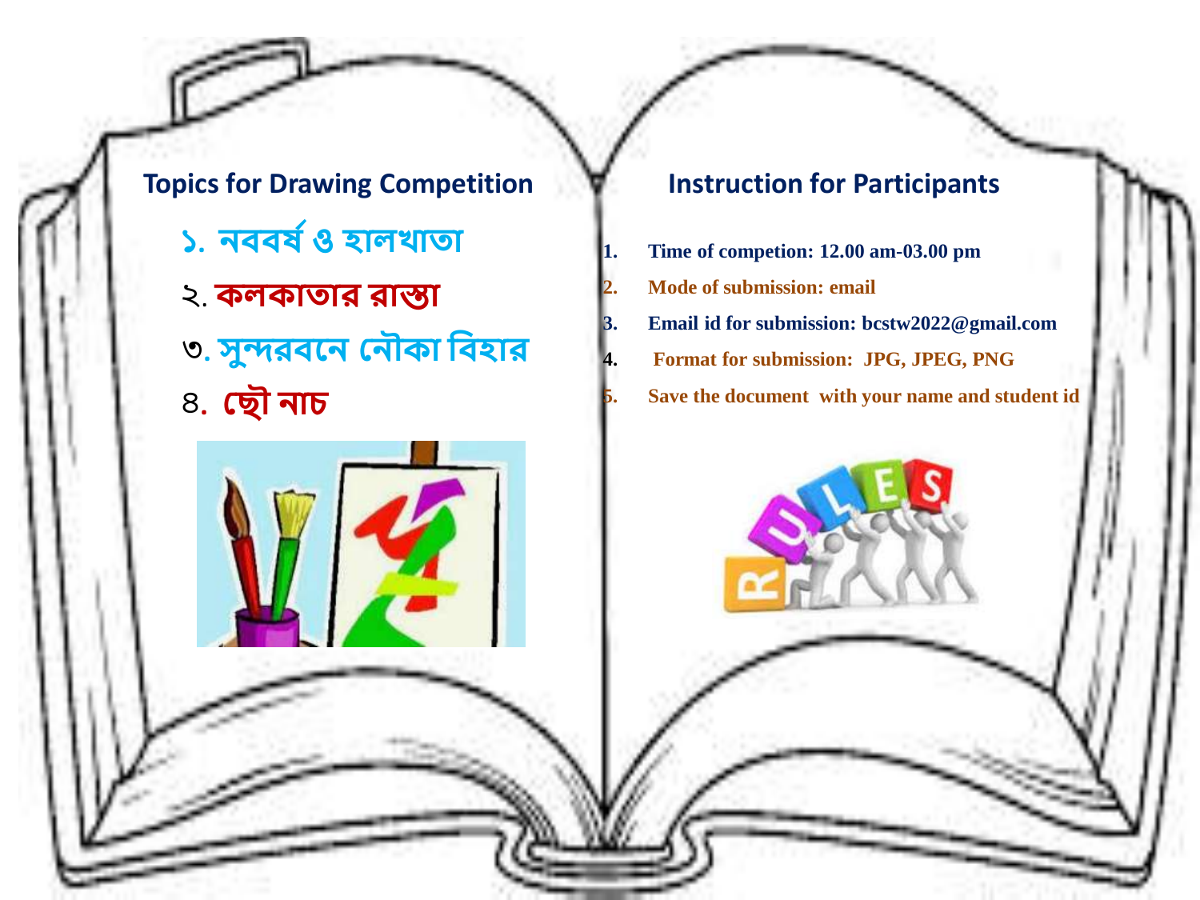## Topics for Drawing Competition

১. নববর্ষ ও হালখাতা

২. কলকাতার রাস্তা

৩. সুন্দরবনে নৌকা বিহার

৪. ছৌ নাচ

## Instruction for Participants

1. Time of competion: 12.00 am-03.00 pm
2. Mode of submission: email
3. Email id for submission: bcstw2022@gmail.com
4. Format for submission: JPG, JPEG, PNG
5. Save the document with your name and student id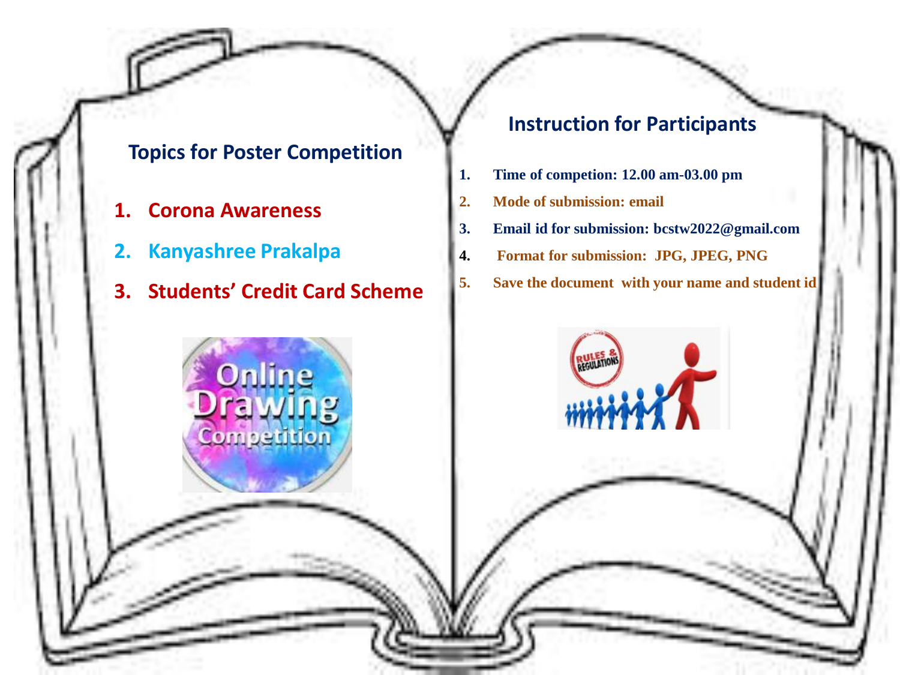## Topics for Poster Competition

1. **Corona Awareness**
2. **Kanyashree Prakalpa**
3. **Students' Credit Card Scheme**

## Instruction for Participants

1. **Time of competion: 12.00 am-03.00 pm**
2. **Mode of submission: email**
3. **Email id for submission: bcstw2022@gmail.com**
4. **Format for submission: JPG, JPEG, PNG**
5. **Save the document with your name and student id**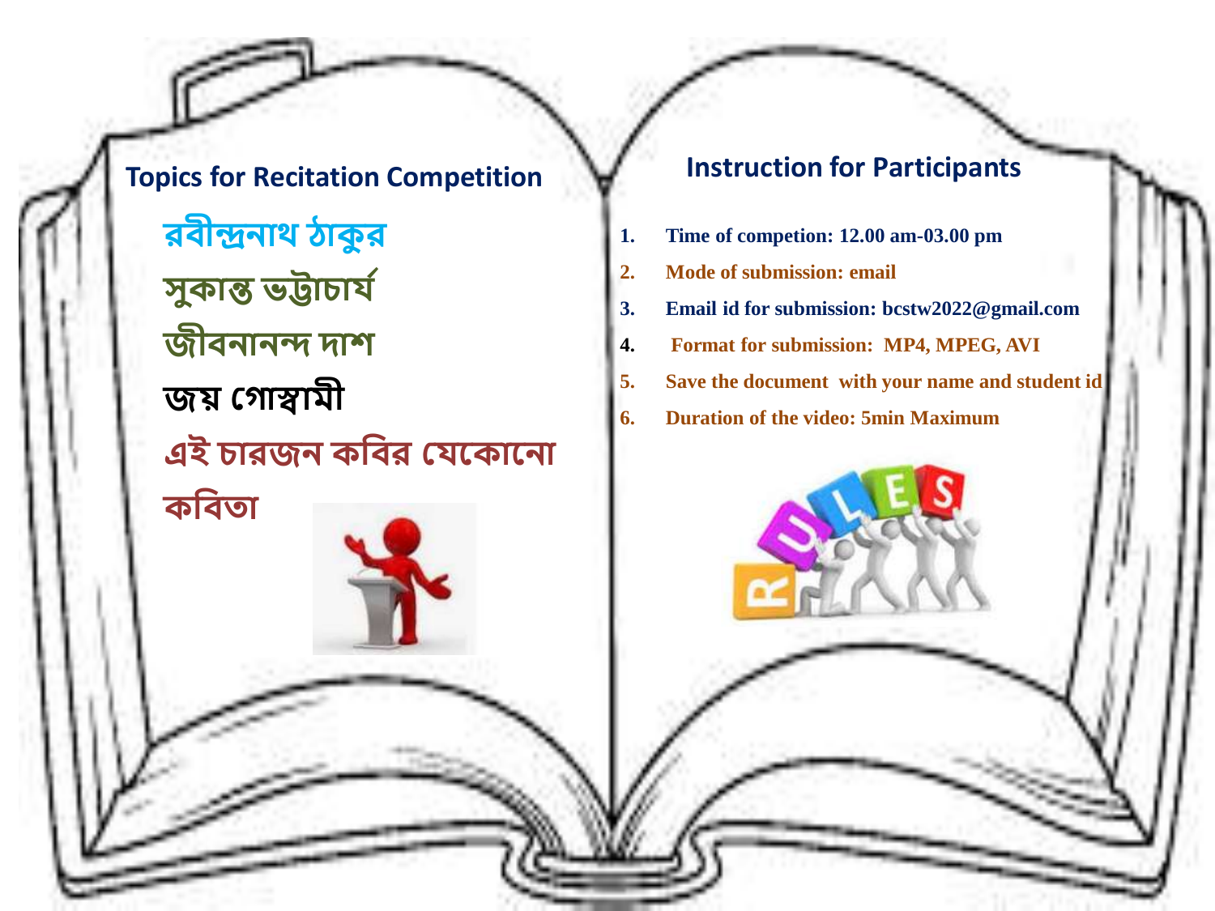## Topics for Recitation Competition

রবীন্দ্রনাথ ঠাকুর

সুকান্ত ভট্টাচার্য

জীবনানন্দ দাশ

জয় গোস্বামী

এই চারজন কবির যেকোনো কবিতা

## Instruction for Participants

1. Time of competion: 12.00 am-03.00 pm
2. Mode of submission: email
3. Email id for submission: bcstw2022@gmail.com
4. Format for submission: MP4, MPEG, AVI
5. Save the document with your name and student id
6. Duration of the video: 5min Maximum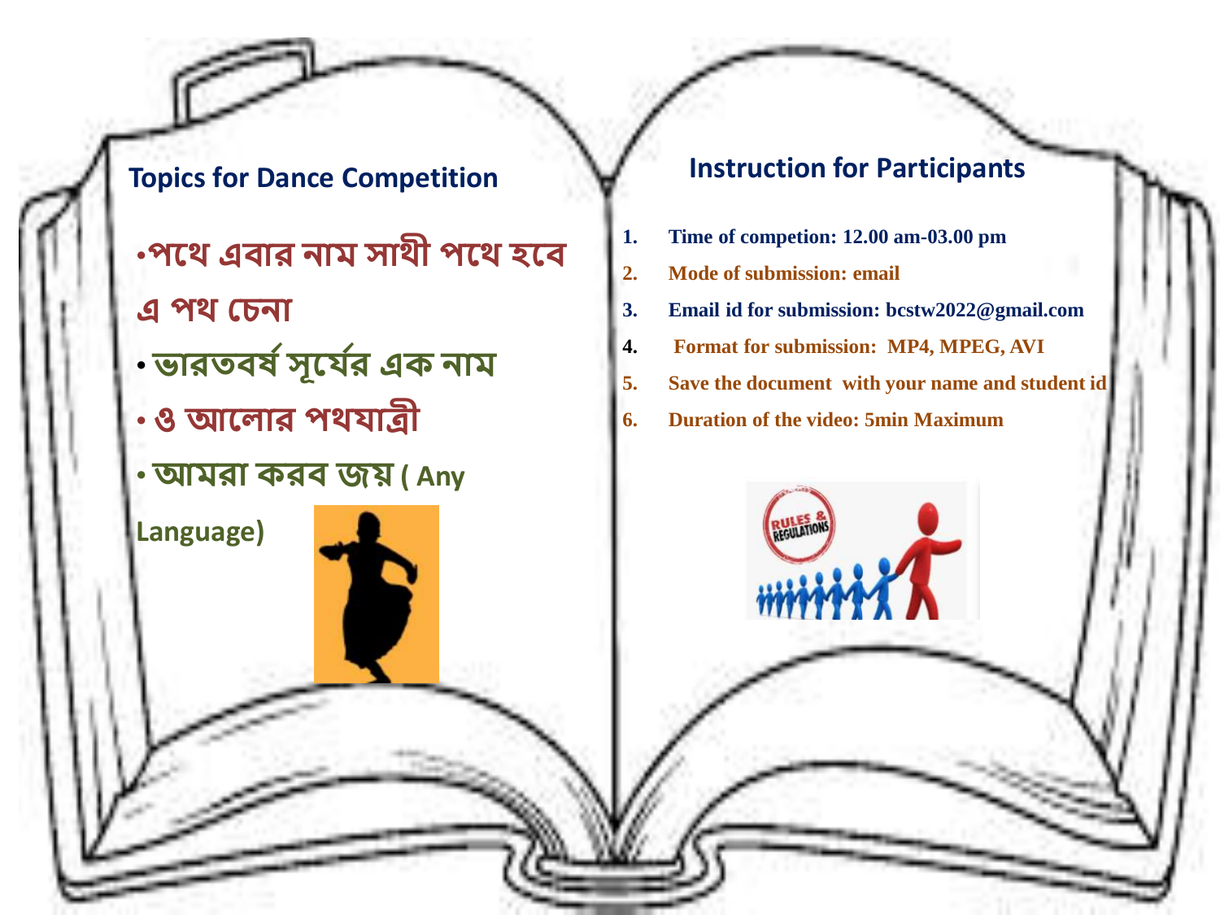## Topics for Dance Competition

- পথে এবার নাম সাথী পথে হবে এ পথ চেনা
- ভারতবর্ষ সূর্যের এক নাম
- ও আলোর পথযাত্রী
- আমরা করব জয় ( Any Language)

## Instruction for Participants

1. Time of competion: 12.00 am-03.00 pm
2. Mode of submission: email
3. Email id for submission: bcstw2022@gmail.com
4. Format for submission: MP4, MPEG, AVI
5. Save the document with your name and student id
6. Duration of the video: 5min Maximum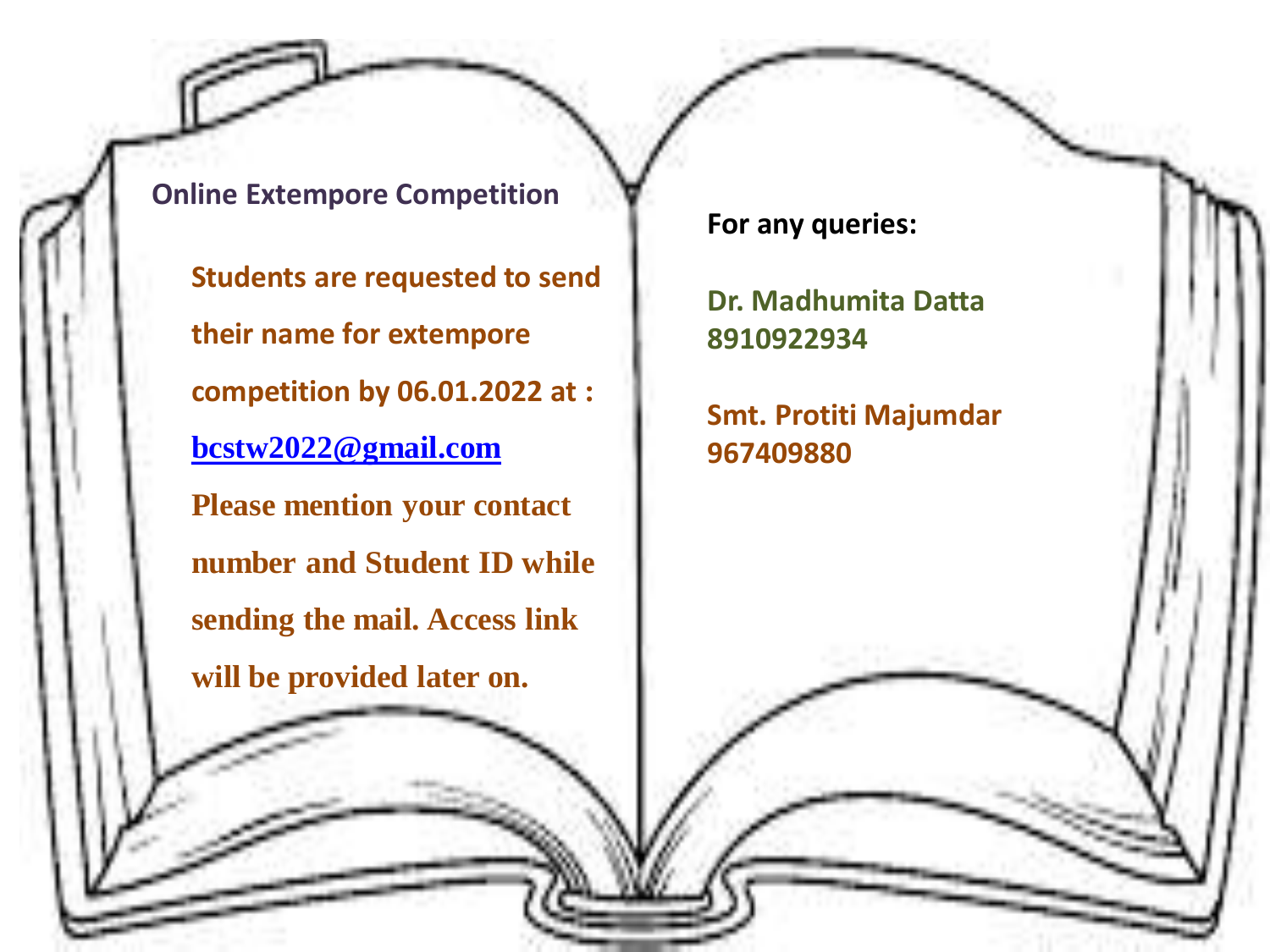## Online Extempore Competition

**Students are requested to send their name for extempore competition by 06.01.2022 at : bcstw2022@gmail.com**

**Please mention your contact number and Student ID while sending the mail. Access link will be provided later on.**

**For any queries:**

**Dr. Madhumita Datta**
**8910922934**

**Smt. Protiti Majumdar**
**967409880**